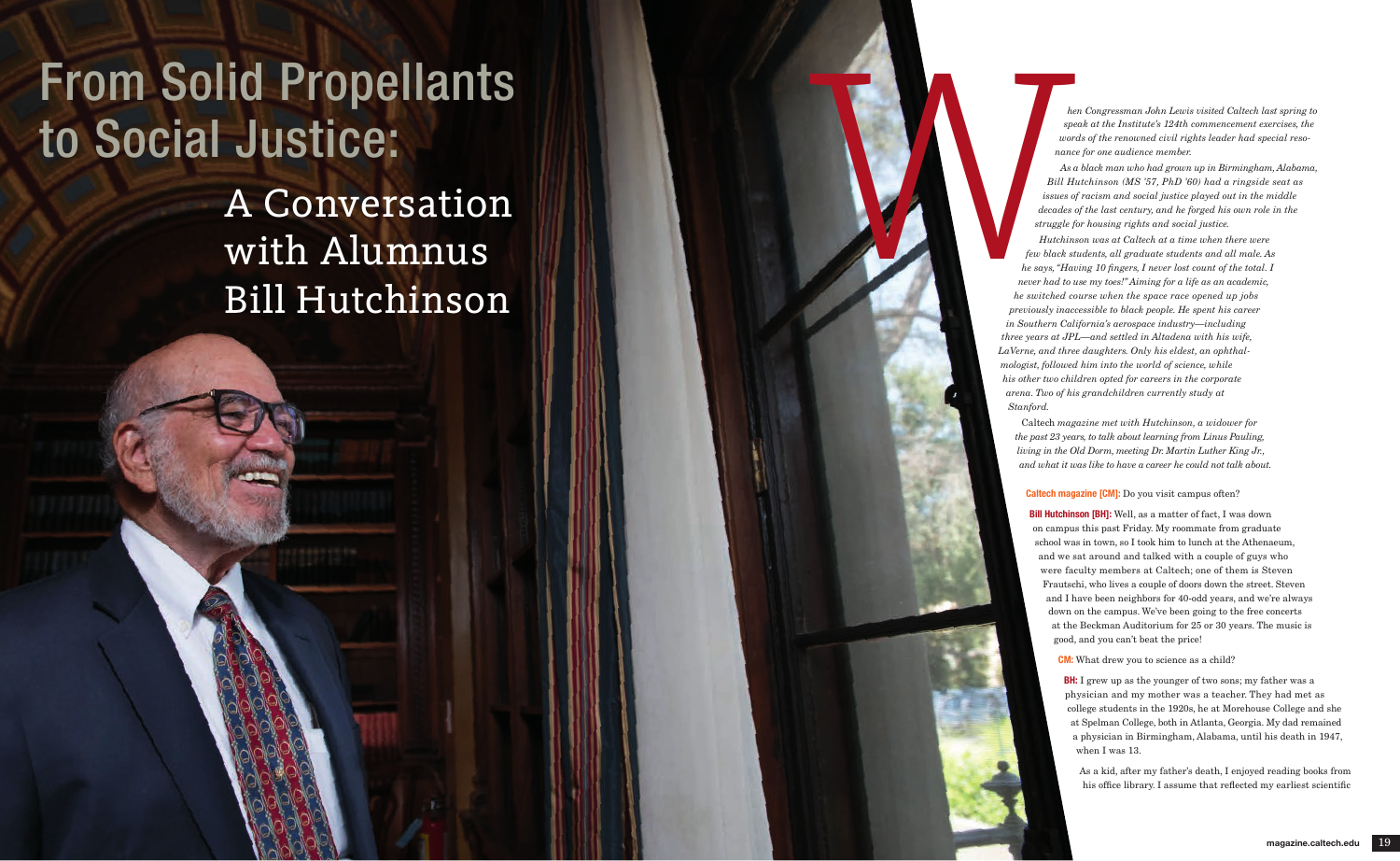# From Solid Propellants to Social Justice:

## A Conversation with Alumnus Bill Hutchinson

*When Congressman John Lewis visited Caltech last spring to speak at the Institute's 124th commencement exercises, the words of the renowned civil rights leader had special resonance for one audience member.*

*As a black man who had grown up in Birmingham, Alabama, Bill Hutchinson (MS '57, PhD '60) had a ringside seat as issues of racism and social justice played out in the middle decades of the last century, and he forged his own role in the struggle for housing rights and social justice.*

*Hutchinson was at Caltech at a time when there were few black students, all graduate students and all male. As he says, "Having 10 fingers, I never lost count of the total. I never had to use my toes!" Aiming for a life as an academic, he switched course when the space race opened up jobs previously inaccessible to black people. He spent his career in Southern California's aerospace industry—including three years at JPL—and settled in Altadena with his wife, LaVerne, and three daughters. Only his eldest, an ophthalmologist, followed him into the world of science, while his other two children opted for careers in the corporate arena. Two of his grandchildren currently study at Stanford.*

Caltech *magazine met with Hutchinson, a widower for the past 23 years, to talk about learning from Linus Pauling, living in the Old Dorm, meeting Dr. Martin Luther King Jr., and what it was like to have a career he could not talk about.*

**Caltech magazine [CM]:** Do you visit campus often?

**Bill Hutchinson [BH]:** Well, as a matter of fact, I was down on campus this past Friday. My roommate from graduate school was in town, so I took him to lunch at the Athenaeum, and we sat around and talked with a couple of guys who were faculty members at Caltech; one of them is Steven Frautschi, who lives a couple of doors down the street. Steven and I have been neighbors for 40-odd years, and we're always down on the campus. We've been going to the free concerts at the Beckman Auditorium for 25 or 30 years. The music is good, and you can't beat the price!

**CM:** What drew you to science as a child?

**BH:** I grew up as the younger of two sons; my father was a physician and my mother was a teacher. They had met as college students in the 1920s, he at Morehouse College and she at Spelman College, both in Atlanta, Georgia. My dad remained a physician in Birmingham, Alabama, until his death in 1947, when I was 13.

As a kid, after my father's death, I enjoyed reading books from his office library. I assume that reflected my earliest scientific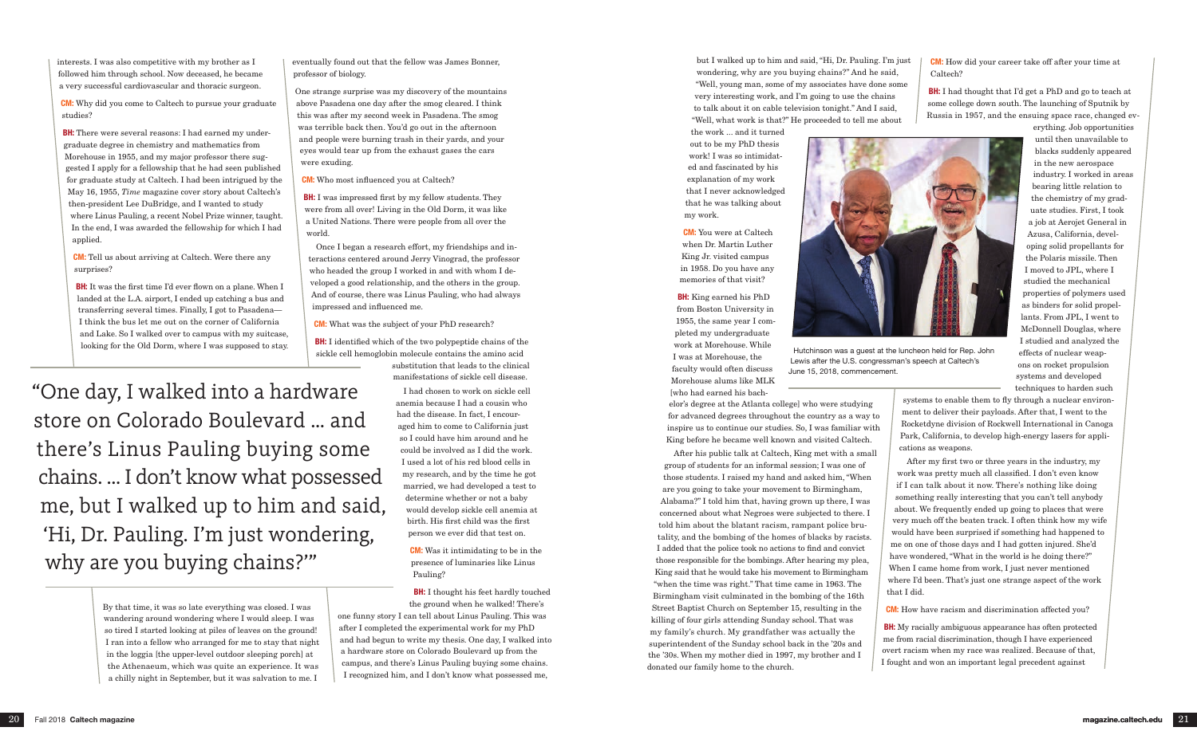interests. I was also competitive with my brother as I followed him through school. Now deceased, he became a very successful cardiovascular and thoracic surgeon.

**CM:** Why did you come to Caltech to pursue your graduate studies?

**BH:** There were several reasons: I had earned my undergraduate degree in chemistry and mathematics from Morehouse in 1955, and my major professor there suggested I apply for a fellowship that he had seen published for graduate study at Caltech. I had been intrigued by the May 16, 1955, *Time* magazine cover story about Caltech's then-president Lee DuBridge, and I wanted to study where Linus Pauling, a recent Nobel Prize winner, taught. In the end, I was awarded the fellowship for which I had applied.

**CM:** Tell us about arriving at Caltech. Were there any surprises?

**BH:** It was the first time I'd ever flown on a plane. When I landed at the L.A. airport, I ended up catching a bus and transferring several times. Finally, I got to Pasadena—I think the bus let me out on the corner of California and Lake. So I walked over to campus with my suitcase, looking for the Old Dorm, where I was supposed to stay.

By that time, it was so late everything was closed. I was wandering around wondering where I would sleep. I was so tired I started looking at piles of leaves on the ground! I ran into a fellow who arranged for me to stay that night in the loggia [the upper-level outdoor sleeping porch] at the Athenaeum, which was quite an experience. It was a chilly night in September, but it was salvation to me. I eventually found out that the fellow was James Bonner, professor of biology.

One strange surprise was my discovery of the mountains above Pasadena one day after the smog cleared. I think this was after my second week in Pasadena. The smog was terrible back then. You'd go out in the afternoon and people were burning trash in their yards, and your eyes would tear up from the exhaust gases the cars were exuding.

**CM:** Who most influenced you at Caltech?

**BH:** I was impressed first by my fellow students. They were from all over! Living in the Old Dorm, it was like a United Nations. There were people from all over the world.

Once I began a research effort, my friendships and interactions centered around Jerry Vinograd, the professor who headed the group I worked in and with whom I developed a good relationship, and the others in the group. And of course, there was Linus Pauling, who had always impressed and influenced me.

**CM:** What was the subject of your PhD research?

**BH:** I identified which of the two polypeptide chains of the sickle cell hemoglobin molecule contains the amino acid substitution that leads to the clinical manifestations of sickle cell disease.

I had chosen to work on sickle cell anemia because I had a cousin who had the disease. In fact, I encouraged him to come to California just so I could have him around and he could be involved as I did the work. I used a lot of his red blood cells in my research, and by the time he got married, we had developed a test to determine whether or not a baby would develop sickle cell anemia at birth. His first child was the first person we ever did that test on.

**CM:** Was it intimidating to be in the presence of luminaries like Linus Pauling?

**BH:** I thought his feet hardly touched the ground when he walked! There's one funny story I can tell about Linus Pauling. This was after I completed the experimental work for my PhD and had begun to write my thesis. One day, I walked into a hardware store on Colorado Boulevard up from the campus, and there's Linus Pauling buying some chains. I recognized him, and I don't know what possessed me, but I walked up to him and said, "Hi, Dr. Pauling. I'm just wondering, why are you buying chains?" And he said, "Well, young man, some of my associates have done some very interesting work, and I'm going to use the chains to talk about it on cable television tonight." And I said, "Well, what work is that?" He proceeded to tell me about the work ... and it turned out to be my PhD thesis work! I was so intimidated and fascinated by his explanation of my work that I never acknowledged that he was talking about my work.

> "One day, I walked into a hardware store on Colorado Boulevard ... and there's Linus Pauling buying some chains. ... I don't know what possessed me, but I walked up to him and said, 'Hi, Dr. Pauling. I'm just wondering, why are you buying chains?'"

**CM:** You were at Caltech when Dr. Martin Luther King Jr. visited campus in 1958. Do you have any memories of that visit?

**BH:** King earned his PhD from Boston University in 1955, the same year I completed my undergraduate work at Morehouse. While I was at Morehouse, the faculty would often discuss Morehouse alums like MLK [who had earned his bachelor's degree at the Atlanta college] who were studying for advanced degrees throughout the country as a way to inspire us to continue our studies. So, I was familiar with King before he became well known and visited Caltech.

Hutchinson was a guest at the luncheon held for Rep. John Lewis after the U.S. congressman's speech at Caltech's June 15, 2018, commencement.

After his public talk at Caltech, King met with a small group of students for an informal session; I was one of those students. I raised my hand and asked him, "When are you going to take your movement to Birmingham, Alabama?" I told him that, having grown up there, I was concerned about what Negroes were subjected to there. I told him about the blatant racism, rampant police brutality, and the bombing of the homes of blacks by racists. I added that the police took no actions to find and convict those responsible for the bombings. After hearing my plea, King said that he would take his movement to Birmingham "when the time was right." That time came in 1963. The Birmingham visit culminated in the bombing of the 16th Street Baptist Church on September 15, resulting in the killing of four girls attending Sunday school. That was my family's church. My grandfather was actually the superintendent of the Sunday school back in the '20s and the '30s. When my mother died in 1997, my brother and I donated our family home to the church.

**CM:** How did your career take off after your time at Caltech?

**BH:** I had thought that I'd get a PhD and go to teach at some college down south. The launching of Sputnik by Russia in 1957, and the ensuing space race, changed everything. Job opportunities until then unavailable to blacks suddenly appeared in the new aerospace industry. I worked in areas bearing little relation to the chemistry of my graduate studies. First, I took a job at Aerojet General in Azusa, California, developing solid propellants for the Polaris missile. Then I moved to JPL, where I studied the mechanical properties of polymers used as binders for solid propellants. From JPL, I went to McDonnell Douglas, where I studied and analyzed the effects of nuclear weapons on rocket propulsion systems and developed techniques to harden such systems to enable them to fly through a nuclear environment to deliver their payloads. After that, I went to the Rocketdyne division of Rockwell International in Canoga Park, California, to develop high-energy lasers for applications as weapons.

After my first two or three years in the industry, my work was pretty much all classified. I don't even know if I can talk about it now. There's nothing like doing something really interesting that you can't tell anybody about. We frequently ended up going to places that were very much off the beaten track. I often think how my wife would have been surprised if something had happened to me on one of those days and I had gotten injured. She'd have wondered, "What in the world is he doing there?" When I came home from work, I just never mentioned where I'd been. That's just one strange aspect of the work that I did.

**CM:** How have racism and discrimination affected you?

**BH:** My racially ambiguous appearance has often protected me from racial discrimination, though I have experienced overt racism when my race was realized. Because of that, I fought and won an important legal precedent against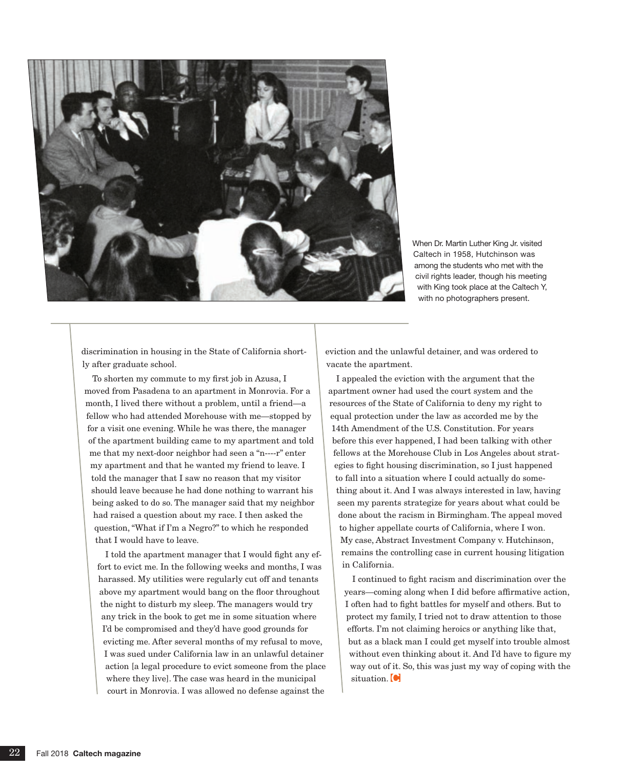When Dr. Martin Luther King Jr. visited Caltech in 1958, Hutchinson was among the students who met with the civil rights leader, though his meeting with King took place at the Caltech Y, with no photographers present.

discrimination in housing in the State of California shortly after graduate school.

To shorten my commute to my first job in Azusa, I moved from Pasadena to an apartment in Monrovia. For a month, I lived there without a problem, until a friend—a fellow who had attended Morehouse with me—stopped by for a visit one evening. While he was there, the manager of the apartment building came to my apartment and told me that my next-door neighbor had seen a "n----r" enter my apartment and that he wanted my friend to leave. I told the manager that I saw no reason that my visitor should leave because he had done nothing to warrant his being asked to do so. The manager said that my neighbor had raised a question about my race. I then asked the question, "What if I'm a Negro?" to which he responded that I would have to leave.

I told the apartment manager that I would fight any effort to evict me. In the following weeks and months, I was harassed. My utilities were regularly cut off and tenants above my apartment would bang on the floor throughout the night to disturb my sleep. The managers would try any trick in the book to get me in some situation where I'd be compromised and they'd have good grounds for evicting me. After several months of my refusal to move, I was sued under California law in an unlawful detainer action [a legal procedure to evict someone from the place where they live]. The case was heard in the municipal court in Monrovia. I was allowed no defense against the eviction and the unlawful detainer, and was ordered to vacate the apartment.

I appealed the eviction with the argument that the apartment owner had used the court system and the resources of the State of California to deny my right to equal protection under the law as accorded me by the 14th Amendment of the U.S. Constitution. For years before this ever happened, I had been talking with other fellows at the Morehouse Club in Los Angeles about strategies to fight housing discrimination, so I just happened to fall into a situation where I could actually do something about it. And I was always interested in law, having seen my parents strategize for years about what could be done about the racism in Birmingham. The appeal moved to higher appellate courts of California, where I won. My case, Abstract Investment Company v. Hutchinson, remains the controlling case in current housing litigation in California.

I continued to fight racism and discrimination over the years—coming along when I did before affirmative action, I often had to fight battles for myself and others. But to protect my family, I tried not to draw attention to those efforts. I'm not claiming heroics or anything like that, but as a black man I could get myself into trouble almost without even thinking about it. And I'd have to figure my way out of it. So, this was just my way of coping with the situation.